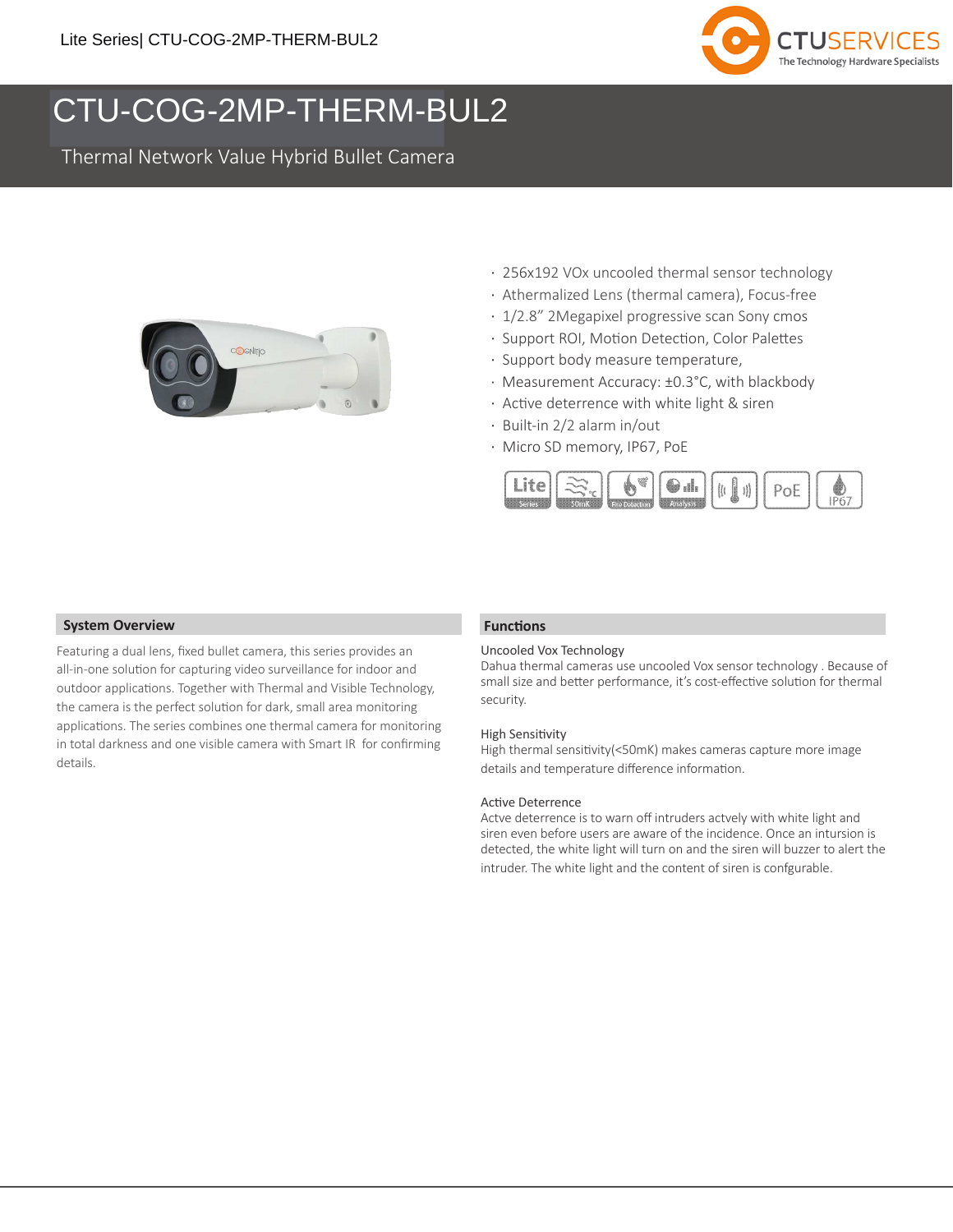# CTU-COG-2MP-THERM-BUL2

Thermal Network Value Hybrid Bullet Camera

- 256x192 VOx uncooled thermal sensor technology
- Athermalized Lens (thermal camera), Focus-free
- 1/2.8” 2Megapixel progressive scan Sony cmos
- Support ROI, Motion Detection, Color Palettes
- Support body measure temperature,
- Measurement Accuracy: ±0.3°C, with blackbody
- Active deterrence with white light & siren
- Built-in 2/2 alarm in/out
- Micro SD memory, IP67, PoE

## System Overview

Featuring a dual lens, fixed bullet camera, this series provides an all-in-one solution for capturing video surveillance for indoor and outdoor applications. Together with Thermal and Visible Technology, the camera is the perfect solution for dark, small area monitoring applications. The series combines one thermal camera for monitoring in total darkness and one visible camera with Smart IR for confirming details.

## Functions

### Uncooled Vox Technology

Dahua thermal cameras use uncooled Vox sensor technology . Because of small size and better performance, it’s cost-effective solution for thermal security.

### High Sensitivity

High thermal sensitivity(<50mK) makes cameras capture more image details and temperature difference information.

### Active Deterrence

Actve deterrence is to warn off intruders actvely with white light and siren even before users are aware of the incidence. Once an intrusion is detected, the white light will turn on and the siren will buzzer to alert the intruder. The white light and the content of siren is confgurable.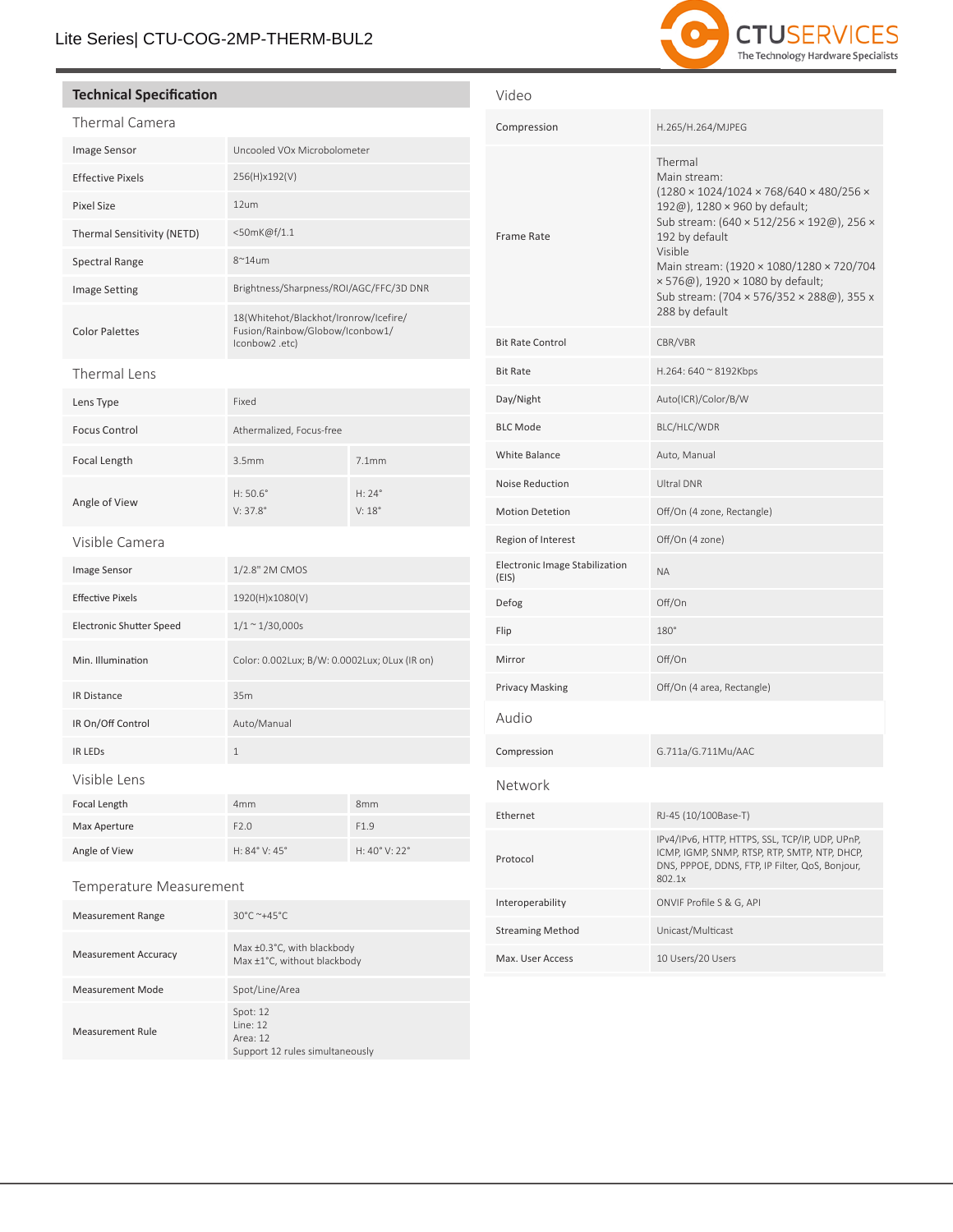## Technical Specification

### Thermal Camera

| | |
|---|---|
| Image Sensor | Uncooled VOx Microbolometer |
| Effective Pixels | 256(H)x192(V) |
| Pixel Size | 12um |
| Thermal Sensitivity (NETD) | <50mK@f/1.1 |
| Spectral Range | 8~14um |
| Image Setting | Brightness/Sharpness/ROI/AGC/FFC/3D DNR |
| Color Palettes | 18(Whitehot/Blackhot/Ironrow/Icefire/ Fusion/Rainbow/Globow/Iconbow1/ Iconbow2 .etc) |

### Thermal Lens

| | | |
|---|---|---|
| Lens Type | Fixed | |
| Focus Control | Athermalized, Focus-free | |
| Focal Length | 3.5mm | 7.1mm |
| Angle of View | H: 50.6° V: 37.8° | H: 24° V: 18° |

### Visible Camera

| | |
|---|---|
| Image Sensor | 1/2.8" 2M CMOS |
| Effective Pixels | 1920(H)x1080(V) |
| Electronic Shutter Speed | 1/1 ~ 1/30,000s |
| Min. Illumination | Color: 0.002Lux; B/W: 0.0002Lux; 0Lux (IR on) |
| IR Distance | 35m |
| IR On/Off Control | Auto/Manual |
| IR LEDs | 1 |

### Visible Lens

| | | |
|---|---|---|
| Focal Length | 4mm | 8mm |
| Max Aperture | F2.0 | F1.9 |
| Angle of View | H: 84° V: 45° | H: 40° V: 22° |

### Temperature Measurement

| | |
|---|---|
| Measurement Range | 30°C ~+45°C |
| Measurement Accuracy | Max ±0.3°C, with blackbody<br>Max ±1°C, without blackbody |
| Measurement Mode | Spot/Line/Area |
| Measurement Rule | Spot: 12<br>Line: 12<br>Area: 12<br>Support 12 rules simultaneously |

### Video

| | |
|---|---|
| Compression | H.265/H.264/MJPEG |
| Frame Rate | Thermal<br>Main stream:<br>(1280 × 1024/1024 × 768/640 × 480/256 × 192@), 1280 × 960 by default;<br>Sub stream: (640 × 512/256 × 192@), 256 × 192 by default<br>Visible<br>Main stream: (1920 × 1080/1280 × 720/704 × 576@), 1920 × 1080 by default;<br>Sub stream: (704 × 576/352 × 288@), 355 x 288 by default |
| Bit Rate Control | CBR/VBR |
| Bit Rate | H.264: 640 ~ 8192Kbps |
| Day/Night | Auto(ICR)/Color/B/W |
| BLC Mode | BLC/HLC/WDR |
| White Balance | Auto, Manual |
| Noise Reduction | Ultral DNR |
| Motion Detetion | Off/On (4 zone, Rectangle) |
| Region of Interest | Off/On (4 zone) |
| Electronic Image Stabilization (EIS) | NA |
| Defog | Off/On |
| Flip | 180° |
| Mirror | Off/On |
| Privacy Masking | Off/On (4 area, Rectangle) |

### Audio

| | |
|---|---|
| Compression | G.711a/G.711Mu/AAC |

### Network

| | |
|---|---|
| Ethernet | RJ-45 (10/100Base-T) |
| Protocol | IPv4/IPv6, HTTP, HTTPS, SSL, TCP/IP, UDP, UPnP, ICMP, IGMP, SNMP, RTSP, RTP, SMTP, NTP, DHCP, DNS, PPPOE, DDNS, FTP, IP Filter, QoS, Bonjour, 802.1x |
| Interoperability | ONVIF Profile S & G, API |
| Streaming Method | Unicast/Multicast |
| Max. User Access | 10 Users/20 Users |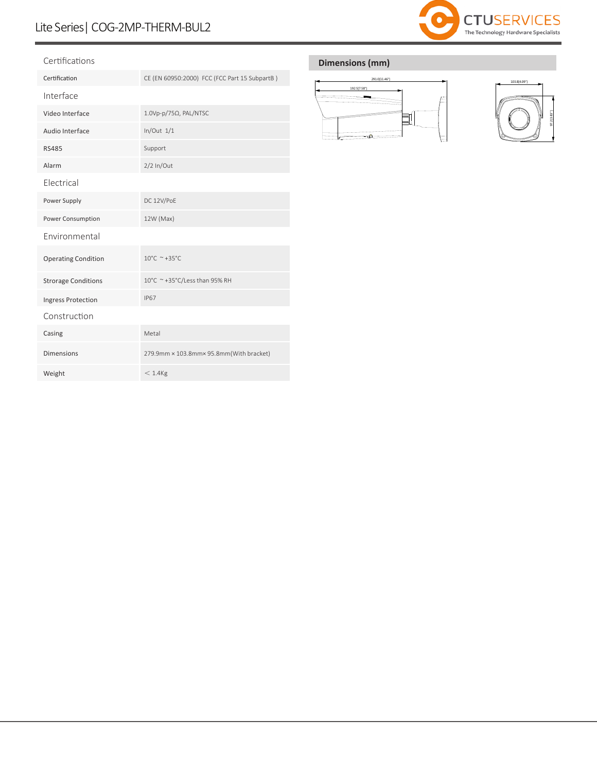## Certifications

| | |
|---|---|
| Certification | CE (EN 60950:2000) FCC (FCC Part 15 SubpartB ) |

## Interface

| | |
|---|---|
| Video Interface | 1.0Vp-p/75Ω, PAL/NTSC |
| Audio Interface | In/Out 1/1 |
| RS485 | Support |
| Alarm | 2/2 In/Out |

## Electrical

| | |
|---|---|
| Power Supply | DC 12V/PoE |
| Power Consumption | 12W (Max) |

## Environmental

| | |
|---|---|
| Operating Condition | 10°C ~+35°C |
| Strorage Conditions | 10°C ~+35°C/Less than 95% RH |
| Ingress Protection | IP67 |

## Construction

| | |
|---|---|
| Casing | Metal |
| Dimensions | 279.9mm × 103.8mm× 95.8mm(With bracket) |
| Weight | < 1.4Kg |

## Dimensions (mm)

291.0[11.46"]

192.5[7.58"]

103.8[4.09"]

97.2[3.83"]